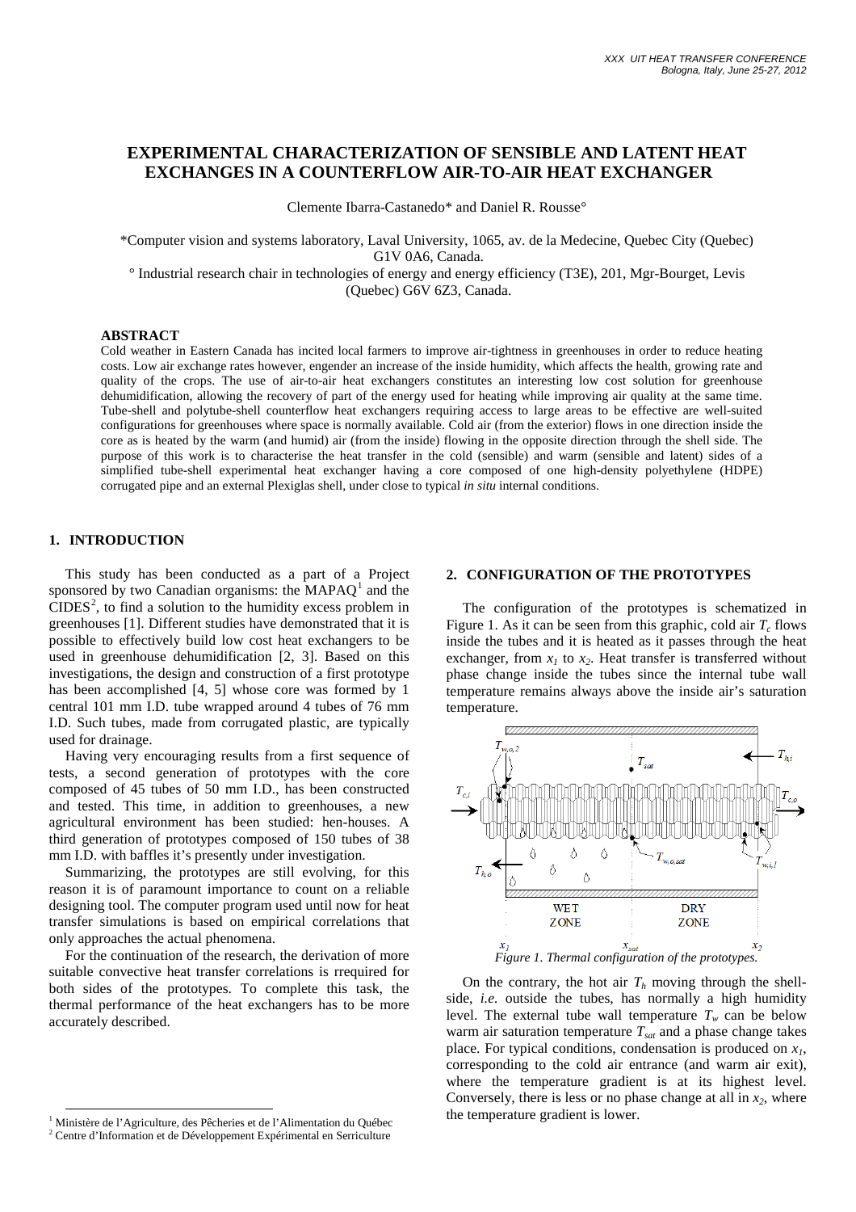# EXPERIMENTAL CHARACTERIZATION OF SENSIBLE AND LATENT HEAT EXCHANGES IN A COUNTERFLOW AIR-TO-AIR HEAT EXCHANGER

Clemente Ibarra-Castanedo* and Daniel R. Rousse°

*Computer vision and systems laboratory, Laval University, 1065, av. de la Medecine, Quebec City (Quebec) G1V 0A6, Canada.

° Industrial research chair in technologies of energy and energy efficiency (T3E), 201, Mgr-Bourget, Levis (Quebec) G6V 6Z3, Canada.

## ABSTRACT

Cold weather in Eastern Canada has incited local farmers to improve air-tightness in greenhouses in order to reduce heating costs. Low air exchange rates however, engender an increase of the inside humidity, which affects the health, growing rate and quality of the crops. The use of air-to-air heat exchangers constitutes an interesting low cost solution for greenhouse dehumidification, allowing the recovery of part of the energy used for heating while improving air quality at the same time. Tube-shell and polytube-shell counterflow heat exchangers requiring access to large areas to be effective are well-suited configurations for greenhouses where space is normally available. Cold air (from the exterior) flows in one direction inside the core as is heated by the warm (and humid) air (from the inside) flowing in the opposite direction through the shell side. The purpose of this work is to characterise the heat transfer in the cold (sensible) and warm (sensible and latent) sides of a simplified tube-shell experimental heat exchanger having a core composed of one high-density polyethylene (HDPE) corrugated pipe and an external Plexiglas shell, under close to typical *in situ* internal conditions.

## 1. INTRODUCTION

This study has been conducted as a part of a Project sponsored by two Canadian organisms: the MAPAQ[1] and the CIDES[2], to find a solution to the humidity excess problem in greenhouses [1]. Different studies have demonstrated that it is possible to effectively build low cost heat exchangers to be used in greenhouse dehumidification [2, 3]. Based on this investigations, the design and construction of a first prototype has been accomplished [4, 5] whose core was formed by 1 central 101 mm I.D. tube wrapped around 4 tubes of 76 mm I.D. Such tubes, made from corrugated plastic, are typically used for drainage.

Having very encouraging results from a first sequence of tests, a second generation of prototypes with the core composed of 45 tubes of 50 mm I.D., has been constructed and tested. This time, in addition to greenhouses, a new agricultural environment has been studied: hen-houses. A third generation of prototypes composed of 150 tubes of 38 mm I.D. with baffles it's presently under investigation.

Summarizing, the prototypes are still evolving, for this reason it is of paramount importance to count on a reliable designing tool. The computer program used until now for heat transfer simulations is based on empirical correlations that only approaches the actual phenomena.

For the continuation of the research, the derivation of more suitable convective heat transfer correlations is rrequired for both sides of the prototypes. To complete this task, the thermal performance of the heat exchangers has to be more accurately described.

## 2. CONFIGURATION OF THE PROTOTYPES

The configuration of the prototypes is schematized in Figure 1. As it can be seen from this graphic, cold air $T_c$ flows inside the tubes and it is heated as it passes through the heat exchanger, from $x_1$ to $x_2$. Heat transfer is transferred without phase change inside the tubes since the internal tube wall temperature remains always above the inside air's saturation temperature.

*Figure 1. Thermal configuration of the prototypes.*

On the contrary, the hot air $T_h$ moving through the shell-side, *i.e.* outside the tubes, has normally a high humidity level. The external tube wall temperature $T_w$ can be below warm air saturation temperature $T_{sat}$ and a phase change takes place. For typical conditions, condensation is produced on $x_1$, corresponding to the cold air entrance (and warm air exit), where the temperature gradient is at its highest level. Conversely, there is less or no phase change at all in $x_2$, where the temperature gradient is lower.

---

[1] Ministère de l'Agriculture, des Pêcheries et de l'Alimentation du Québec

[2] Centre d'Information et de Développement Expérimental en Serriculture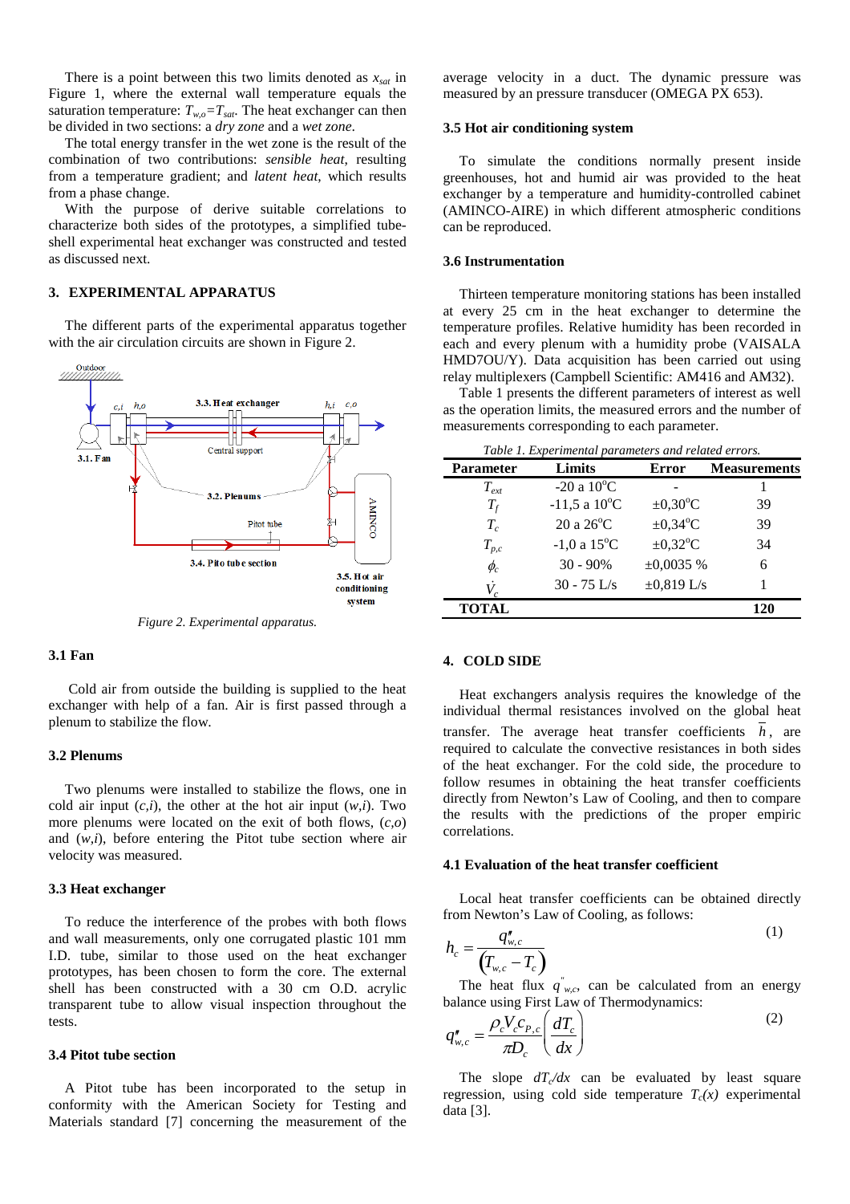There is a point between this two limits denoted as $x_{sat}$ in Figure 1, where the external wall temperature equals the saturation temperature: $T_{w,o}=T_{sat}$. The heat exchanger can then be divided in two sections: a *dry zone* and a *wet zone*.

The total energy transfer in the wet zone is the result of the combination of two contributions: *sensible heat*, resulting from a temperature gradient; and *latent heat*, which results from a phase change.

With the purpose of derive suitable correlations to characterize both sides of the prototypes, a simplified tube-shell experimental heat exchanger was constructed and tested as discussed next.

## 3. EXPERIMENTAL APPARATUS

The different parts of the experimental apparatus together with the air circulation circuits are shown in Figure 2.

*Figure 2. Experimental apparatus.*

### 3.1 Fan

Cold air from outside the building is supplied to the heat exchanger with help of a fan. Air is first passed through a plenum to stabilize the flow.

### 3.2 Plenums

Two plenums were installed to stabilize the flows, one in cold air input ($c,i$), the other at the hot air input ($w,i$). Two more plenums were located on the exit of both flows, ($c,o$) and ($w,i$), before entering the Pitot tube section where air velocity was measured.

### 3.3 Heat exchanger

To reduce the interference of the probes with both flows and wall measurements, only one corrugated plastic 101 mm I.D. tube, similar to those used on the heat exchanger prototypes, has been chosen to form the core. The external shell has been constructed with a 30 cm O.D. acrylic transparent tube to allow visual inspection throughout the tests.

### 3.4 Pitot tube section

A Pitot tube has been incorporated to the setup in conformity with the American Society for Testing and Materials standard [7] concerning the measurement of the average velocity in a duct. The dynamic pressure was measured by an pressure transducer (OMEGA PX 653).

### 3.5 Hot air conditioning system

To simulate the conditions normally present inside greenhouses, hot and humid air was provided to the heat exchanger by a temperature and humidity-controlled cabinet (AMINCO-AIRE) in which different atmospheric conditions can be reproduced.

### 3.6 Instrumentation

Thirteen temperature monitoring stations has been installed at every 25 cm in the heat exchanger to determine the temperature profiles. Relative humidity has been recorded in each and every plenum with a humidity probe (VAISALA HMD70U/Y). Data acquisition has been carried out using relay multiplexers (Campbell Scientific: AM416 and AM32).

Table 1 presents the different parameters of interest as well as the operation limits, the measured errors and the number of measurements corresponding to each parameter.

*Table 1. Experimental parameters and related errors.*

| Parameter | Limits | Error | Measurements |
|---|---|---|---|
| $T_{ext}$ | -20 a 10°C | - | 1 |
| $T_f$ | -11,5 a 10°C | ±0,30°C | 39 |
| $T_c$ | 20 a 26°C | ±0,34°C | 39 |
| $T_{p,c}$ | -1,0 a 15°C | ±0,32°C | 34 |
| $\phi_c$ | 30 - 90% | ±0,0035 % | 6 |
| $\dot{V}_c$ | 30 - 75 L/s | ±0,819 L/s | 1 |
| **TOTAL** | | | **120** |

## 4. COLD SIDE

Heat exchangers analysis requires the knowledge of the individual thermal resistances involved on the global heat transfer. The average heat transfer coefficients $\bar{h}$, are required to calculate the convective resistances in both sides of the heat exchanger. For the cold side, the procedure to follow resumes in obtaining the heat transfer coefficients directly from Newton's Law of Cooling, and then to compare the results with the predictions of the proper empiric correlations.

### 4.1 Evaluation of the heat transfer coefficient

Local heat transfer coefficients can be obtained directly from Newton's Law of Cooling, as follows:

$$h_c = \frac{q''_{w,c}}{\left(T_{w,c} - T_c\right)} \tag{1}$$

The heat flux $q''_{w,c}$, can be calculated from an energy balance using First Law of Thermodynamics:

$$q''_{w,c} = \frac{\rho_c V_c c_{P,c}}{\pi D_c}\left(\frac{dT_c}{dx}\right) \tag{2}$$

The slope $dT_c/dx$ can be evaluated by least square regression, using cold side temperature $T_c(x)$ experimental data [3].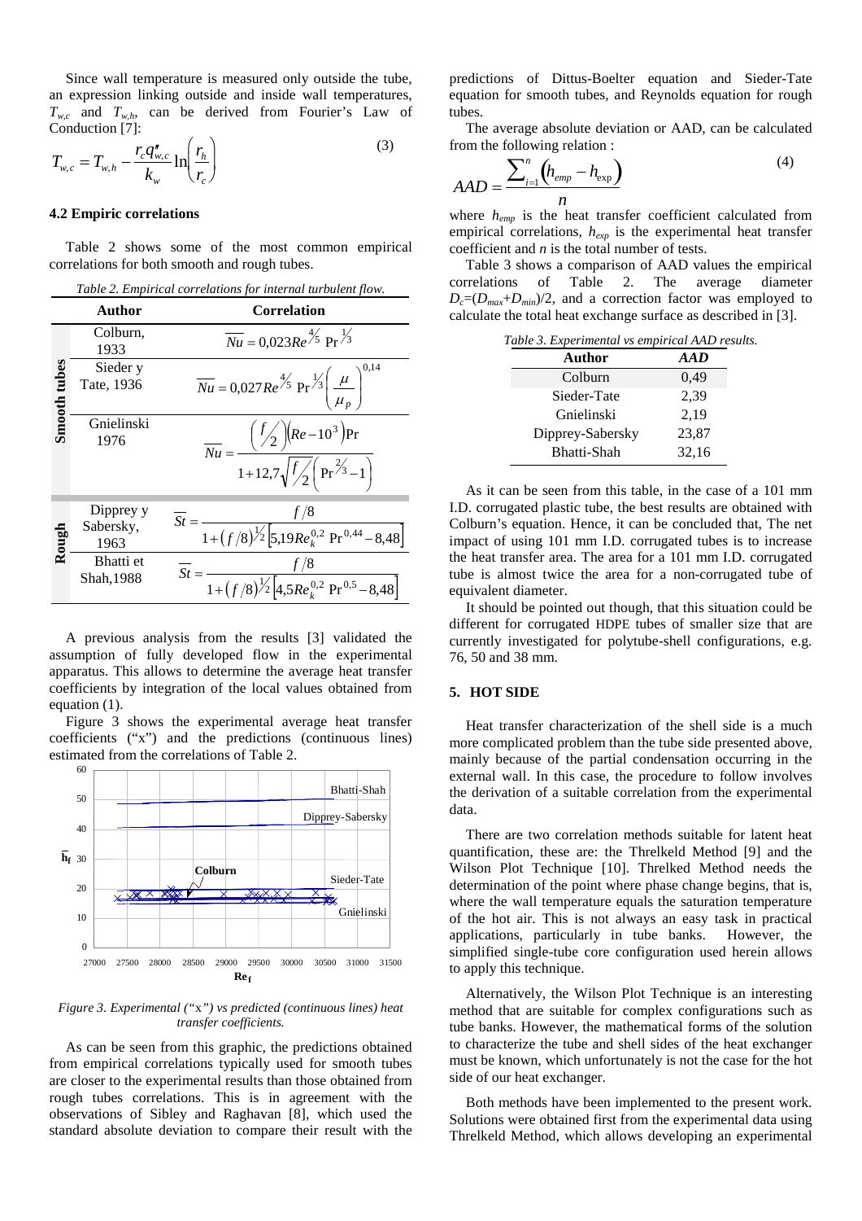Since wall temperature is measured only outside the tube, an expression linking outside and inside wall temperatures, $T_{w,c}$ and $T_{w,h}$, can be derived from Fourier's Law of Conduction [7]:

$$T_{w,c} = T_{w,h} - \frac{r_c q''_{w,c}}{k_w} \ln\left(\frac{r_h}{r_c}\right) \tag{3}$$

### 4.2 Empiric correlations

Table 2 shows some of the most common empirical correlations for both smooth and rough tubes.

*Table 2. Empirical correlations for internal turbulent flow.*

| | Author | Correlation |
|---|---|---|
| Smooth tubes | Colburn, 1933 | $\overline{Nu} = 0{,}023 Re^{4/5}\,\mathrm{Pr}^{1/3}$ |
| | Sieder y Tate, 1936 | $\overline{Nu} = 0{,}027 Re^{4/5}\,\mathrm{Pr}^{1/3}\left(\frac{\mu}{\mu_p}\right)^{0,14}$ |
| | Gnielinski 1976 | $\overline{Nu} = \frac{\left(f/2\right)\left(Re - 10^3\right)\mathrm{Pr}}{1 + 12{,}7\sqrt{f/2}\left(\mathrm{Pr}^{2/3} - 1\right)}$ |
| Rough | Dipprey y Sabersky, 1963 | $\overline{St} = \frac{f/8}{1 + \left(f/8\right)^{1/2}\left[5{,}19 Re_k^{0,2}\,\mathrm{Pr}^{0,44} - 8{,}48\right]}$ |
| | Bhatti et Shah, 1988 | $\overline{St} = \frac{f/8}{1 + \left(f/8\right)^{1/2}\left[4{,}5 Re_k^{0,2}\,\mathrm{Pr}^{0,5} - 8{,}48\right]}$ |

A previous analysis from the results [3] validated the assumption of fully developed flow in the experimental apparatus. This allows to determine the average heat transfer coefficients by integration of the local values obtained from equation (1).

Figure 3 shows the experimental average heat transfer coefficients ("x") and the predictions (continuous lines) estimated from the correlations of Table 2.

*Figure 3. Experimental ("x") vs predicted (continuous lines) heat transfer coefficients.*

As can be seen from this graphic, the predictions obtained from empirical correlations typically used for smooth tubes are closer to the experimental results than those obtained from rough tubes correlations. This is in agreement with the observations of Sibley and Raghavan [8], which used the standard absolute deviation to compare their result with the predictions of Dittus-Boelter equation and Sieder-Tate equation for smooth tubes, and Reynolds equation for rough tubes.

The average absolute deviation or AAD, can be calculated from the following relation :

$$AAD = \frac{\sum_{i=1}^{n}\left(h_{emp} - h_{\exp}\right)}{n} \tag{4}$$

where $h_{emp}$ is the heat transfer coefficient calculated from empirical correlations, $h_{exp}$ is the experimental heat transfer coefficient and $n$ is the total number of tests.

Table 3 shows a comparison of AAD values the empirical correlations of Table 2. The average diameter $D_c=(D_{max}+D_{min})/2$, and a correction factor was employed to calculate the total heat exchange surface as described in [3].

*Table 3. Experimental vs empirical AAD results.*

| Author | *AAD* |
|---|---|
| Colburn | 0,49 |
| Sieder-Tate | 2,39 |
| Gnielinski | 2,19 |
| Dipprey-Sabersky | 23,87 |
| Bhatti-Shah | 32,16 |

As it can be seen from this table, in the case of a 101 mm I.D. corrugated plastic tube, the best results are obtained with Colburn's equation. Hence, it can be concluded that, The net impact of using 101 mm I.D. corrugated tubes is to increase the heat transfer area. The area for a 101 mm I.D. corrugated tube is almost twice the area for a non-corrugated tube of equivalent diameter.

It should be pointed out though, that this situation could be different for corrugated HDPE tubes of smaller size that are currently investigated for polytube-shell configurations, e.g. 76, 50 and 38 mm.

## 5. HOT SIDE

Heat transfer characterization of the shell side is a much more complicated problem than the tube side presented above, mainly because of the partial condensation occurring in the external wall. In this case, the procedure to follow involves the derivation of a suitable correlation from the experimental data.

There are two correlation methods suitable for latent heat quantification, these are: the Threlkeld Method [9] and the Wilson Plot Technique [10]. Threlked Method needs the determination of the point where phase change begins, that is, where the wall temperature equals the saturation temperature of the hot air. This is not always an easy task in practical applications, particularly in tube banks. However, the simplified single-tube core configuration used herein allows to apply this technique.

Alternatively, the Wilson Plot Technique is an interesting method that are suitable for complex configurations such as tube banks. However, the mathematical forms of the solution to characterize the tube and shell sides of the heat exchanger must be known, which unfortunately is not the case for the hot side of our heat exchanger.

Both methods have been implemented to the present work. Solutions were obtained first from the experimental data using Threlkeld Method, which allows developing an experimental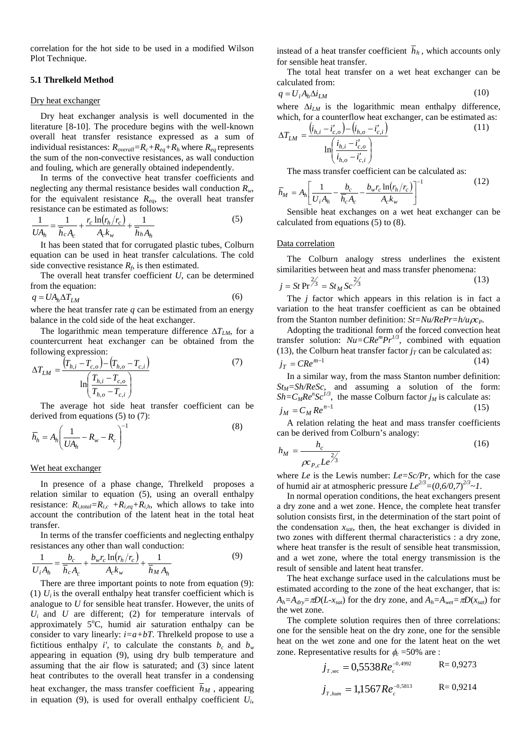correlation for the hot side to be used in a modified Wilson Plot Technique.

### 5.1 Threlkeld Method

Dry heat exchanger

Dry heat exchanger analysis is well documented in the literature [8-10]. The procedure begins with the well-known overall heat transfer resistance expressed as a sum of individual resistances: $R_{overall}=R_c+R_{eq}+R_h$ where $R_{eq}$ represents the sum of the non-convective resistances, as wall conduction and fouling, which are generally obtained independently.

In terms of the convective heat transfer coefficients and neglecting any thermal resistance besides wall conduction $R_w$, for the equivalent resistance $R_{eq}$, the overall heat transfer resistance can be estimated as follows:

$$\frac{1}{UA_h}=\frac{1}{\overline{h}_c A_c}+\frac{r_c \ln(r_h/r_c)}{A_c k_w}+\frac{1}{\overline{h}_h A_h} \tag{5}$$

It has been stated that for corrugated plastic tubes, Colburn equation can be used in heat transfer calculations. The cold side convective resistance $R_f$, is then estimated.

The overall heat transfer coefficient $U$, can be determined from the equation:

$$q=UA_h\Delta T_{LM} \tag{6}$$

where the heat transfer rate $q$ can be estimated from an energy balance in the cold side of the heat exchanger.

The logarithmic mean temperature difference $\Delta T_{LM}$, for a countercurrent heat exchanger can be obtained from the following expression:

$$\Delta T_{LM}=\frac{(T_{h,i}-T_{c,o})-(T_{h,o}-T_{c,i})}{\ln\left(\frac{T_{h,i}-T_{c,o}}{T_{h,o}-T_{c,i}}\right)} \tag{7}$$

The average hot side heat transfer coefficient can be derived from equations (5) to (7):

$$\overline{h}_h=A_h\left(\frac{1}{UA_h}-R_w-R_c\right)^{-1} \tag{8}$$

Wet heat exchanger

In presence of a phase change, Threlkeld proposes a relation similar to equation (5), using an overall enthalpy resistance: $R_{i,total}=R_{i,c}+R_{i,eq}+R_{i,h}$, which allows to take into account the contribution of the latent heat in the total heat transfer.

In terms of the transfer coefficients and neglecting enthalpy resistances any other than wall conduction:

$$\frac{1}{U_iA_h}=\frac{b_c}{\overline{h}_c A_c}+\frac{b_w r_c \ln(r_h/r_c)}{A_c k_w}+\frac{1}{\overline{h}_M A_h} \tag{9}$$

There are three important points to note from equation (9): (1) $U_i$ is the overall enthalpy heat transfer coefficient which is analogue to $U$ for sensible heat transfer. However, the units of $U_i$ and $U$ are different; (2) for temperature intervals of approximately 5°C, humid air saturation enthalpy can be consider to vary linearly: $i=a+bT$. Threlkeld propose to use a fictitious enthalpy $i'$, to calculate the constants $b_c$ and $b_w$ appearing in equation (9), using dry bulb temperature and assuming that the air flow is saturated; and (3) since latent heat contributes to the overall heat transfer in a condensing heat exchanger, the mass transfer coefficient $\overline{h}_M$, appearing in equation (9), is used for overall enthalpy coefficient $U_i$, instead of a heat transfer coefficient $\overline{h}_h$, which accounts only for sensible heat transfer.

The total heat transfer on a wet heat exchanger can be calculated from:

$$q=U_iA_h\Delta i_{LM} \tag{10}$$

where $\Delta i_{LM}$ is the logarithmic mean enthalpy difference, which, for a counterflow heat exchanger, can be estimated as:

$$\Delta T_{LM}=\frac{(i_{h,i}-i'_{c,o})-(i_{h,o}-i'_{c,i})}{\ln\left(\frac{i_{h,i}-i'_{c,o}}{i_{h,o}-i'_{c,i}}\right)} \tag{11}$$

The mass transfer coefficient can be calculated as:

$$\overline{h}_M=A_h\left[\frac{1}{U_iA_h}-\frac{b_c}{\overline{h}_c A_c}-\frac{b_w r_c \ln(r_h/r_c)}{A_c k_w}\right]^{-1} \tag{12}$$

Sensible heat exchanges on a wet heat exchanger can be calculated from equations (5) to (8).

Data correlation

The Colburn analogy stress underlines the existent similarities between heat and mass transfer phenomena:

$$j=St\,Pr^{2/3}=St_M\,Sc^{2/3} \tag{13}$$

The $j$ factor which appears in this relation is in fact a variation to the heat transfer coefficient as can be obtained from the Stanton number definition: $St=Nu/RePr=h/u\rho c_P$.

Adopting the traditional form of the forced convection heat transfer solution: $Nu=CRe^mPr^{1/3}$, combined with equation (13), the Colburn heat transfer factor $j_T$ can be calculated as:

$$j_T=CRe^{m-1} \tag{14}$$

In a similar way, from the mass Stanton number definition: $St_M=Sh/ReSc$, and assuming a solution of the form: $Sh=C_MRe^nSc^{1/3}$, the masse Colburn factor $j_M$ is calculate as:

$$j_M=C_M\,Re^{n-1} \tag{15}$$

A relation relating the heat and mass transfer coefficients can be derived from Colburn's analogy:

$$h_M=\frac{h_c}{\rho c_{P,c} Le^{2/3}} \tag{16}$$

where $Le$ is the Lewis number: $Le=Sc/Pr$, which for the case of humid air at atmospheric pressure $Le^{2/3}=(0,6/0,7)^{2/3}\sim 1$.

In normal operation conditions, the heat exchangers present a dry zone and a wet zone. Hence, the complete heat transfer solution consists first, in the determination of the start point of the condensation $x_{sat}$, then, the heat exchanger is divided in two zones with different thermal characteristics : a dry zone, where heat transfer is the result of sensible heat transmission, and a wet zone, where the total energy transmission is the result of sensible and latent heat transfer.

The heat exchange surface used in the calculations must be estimated according to the zone of the heat exchanger, that is: $A_h=A_{dry}=\pi D(L-x_{sat})$ for the dry zone, and $A_h=A_{wet}=\pi D(x_{sat})$ for the wet zone.

The complete solution requires then of three correlations: one for the sensible heat on the dry zone, one for the sensible heat on the wet zone and one for the latent heat on the wet zone. Representative results for $\phi_c$ =50% are :

$$j_{T,\sec}=0{,}5538Re_c^{-0{,}4992} \qquad R=0{,}9273$$

$$j_{T,hum}=1{,}1567Re_c^{-0{,}5813} \qquad R=0{,}9214$$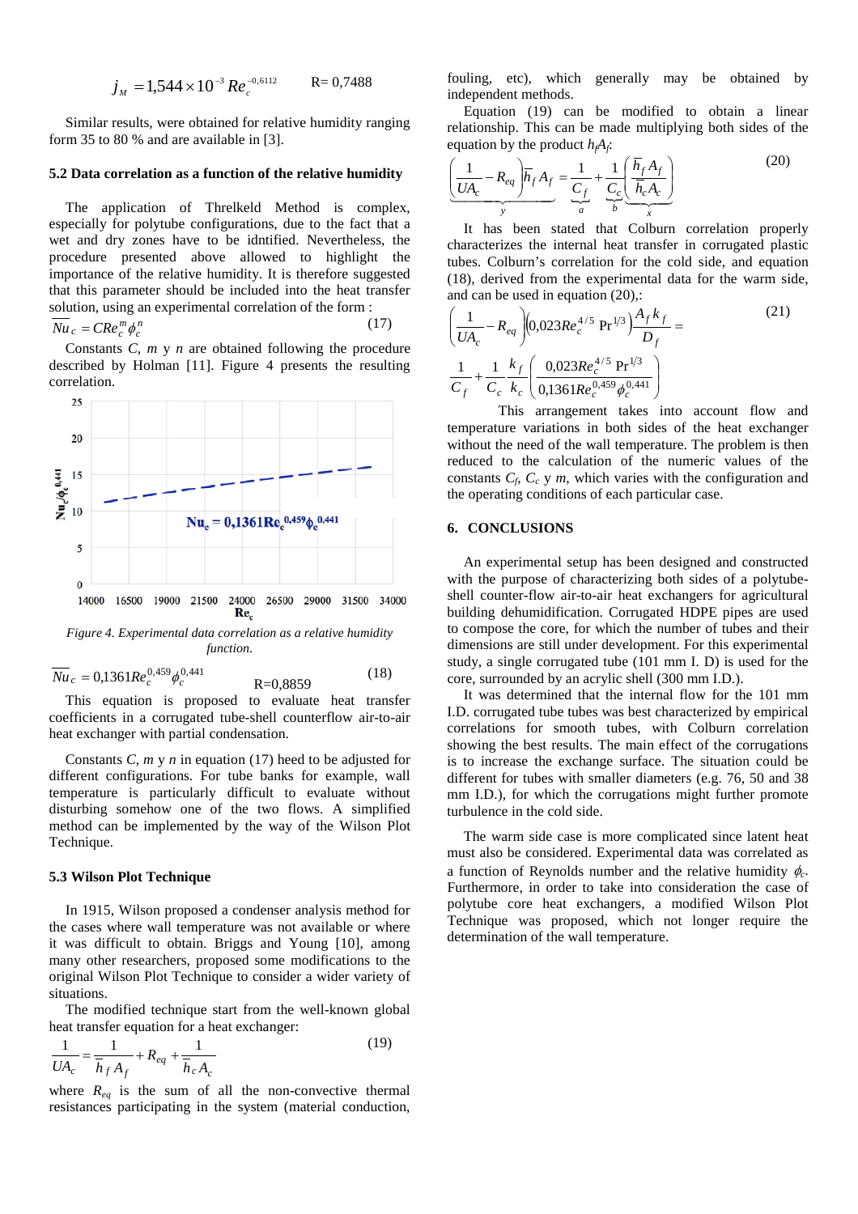$$j_M = 1{,}544 \times 10^{-3} Re_c^{-0{,}6112} \qquad R= 0{,}7488$$

Similar results, were obtained for relative humidity ranging form 35 to 80 % and are available in [3].

### 5.2 Data correlation as a function of the relative humidity

The application of Threlkeld Method is complex, especially for polytube configurations, due to the fact that a wet and dry zones have to be idntified. Nevertheless, the procedure presented above allowed to highlight the importance of the relative humidity. It is therefore suggested that this parameter should be included into the heat transfer solution, using an experimental correlation of the form :

$$\overline{Nu}_c = C Re_c^m \phi_c^n \tag{17}$$

Constants $C$, $m$ y $n$ are obtained following the procedure described by Holman [11]. Figure 4 presents the resulting correlation.

Figure 4. Experimental data correlation as a relative humidity function.

$$\overline{Nu}_c = 0{,}1361 Re_c^{0{,}459} \phi_c^{0{,}441} \qquad R=0{,}8859 \tag{18}$$

This equation is proposed to evaluate heat transfer coefficients in a corrugated tube-shell counterflow air-to-air heat exchanger with partial condensation.

Constants $C$, $m$ y $n$ in equation (17) heed to be adjusted for different configurations. For tube banks for example, wall temperature is particularly difficult to evaluate without disturbing somehow one of the two flows. A simplified method can be implemented by the way of the Wilson Plot Technique.

### 5.3 Wilson Plot Technique

In 1915, Wilson proposed a condenser analysis method for the cases where wall temperature was not available or where it was difficult to obtain. Briggs and Young [10], among many other researchers, proposed some modifications to the original Wilson Plot Technique to consider a wider variety of situations.

The modified technique start from the well-known global heat transfer equation for a heat exchanger:

$$\frac{1}{UA_c} = \frac{1}{\overline{h}_f A_f} + R_{eq} + \frac{1}{\overline{h}_c A_c} \tag{19}$$

where $R_{eq}$ is the sum of all the non-convective thermal resistances participating in the system (material conduction, fouling, etc), which generally may be obtained by independent methods.

Equation (19) can be modified to obtain a linear relationship. This can be made multiplying both sides of the equation by the product $h_f A_f$:

$$\underbrace{\left(\frac{1}{UA_c} - R_{eq}\right)\overline{h}_f A_f}_{y} = \underbrace{\frac{1}{C_f}}_{a} + \underbrace{\frac{1}{C_c}}_{b}\underbrace{\left(\frac{\overline{h}_f A_f}{\overline{h}_c A_c}\right)}_{x} \tag{20}$$

It has been stated that Colburn correlation properly characterizes the internal heat transfer in corrugated plastic tubes. Colburn's correlation for the cold side, and equation (18), derived from the experimental data for the warm side, and can be used in equation (20),:

$$\left(\frac{1}{UA_c} - R_{eq}\right)\left(0{,}023 Re_c^{4/5} \Pr^{1/3}\right)\frac{A_f k_f}{D_f} = \frac{1}{C_f} + \frac{1}{C_c}\frac{k_f}{k_c}\left(\frac{0{,}023 Re_c^{4/5} \Pr^{1/3}}{0{,}1361 Re_c^{0{,}459} \phi_c^{0{,}441}}\right) \tag{21}$$

This arrangement takes into account flow and temperature variations in both sides of the heat exchanger without the need of the wall temperature. The problem is then reduced to the calculation of the numeric values of the constants $C_f$, $C_c$ y $m$, which varies with the configuration and the operating conditions of each particular case.

## 6. CONCLUSIONS

An experimental setup has been designed and constructed with the purpose of characterizing both sides of a polytube-shell counter-flow air-to-air heat exchangers for agricultural building dehumidification. Corrugated HDPE pipes are used to compose the core, for which the number of tubes and their dimensions are still under development. For this experimental study, a single corrugated tube (101 mm I. D) is used for the core, surrounded by an acrylic shell (300 mm I.D.).

It was determined that the internal flow for the 101 mm I.D. corrugated tube tubes was best characterized by empirical correlations for smooth tubes, with Colburn correlation showing the best results. The main effect of the corrugations is to increase the exchange surface. The situation could be different for tubes with smaller diameters (e.g. 76, 50 and 38 mm I.D.), for which the corrugations might further promote turbulence in the cold side.

The warm side case is more complicated since latent heat must also be considered. Experimental data was correlated as a function of Reynolds number and the relative humidity $\phi_c$. Furthermore, in order to take into consideration the case of polytube core heat exchangers, a modified Wilson Plot Technique was proposed, which not longer require the determination of the wall temperature.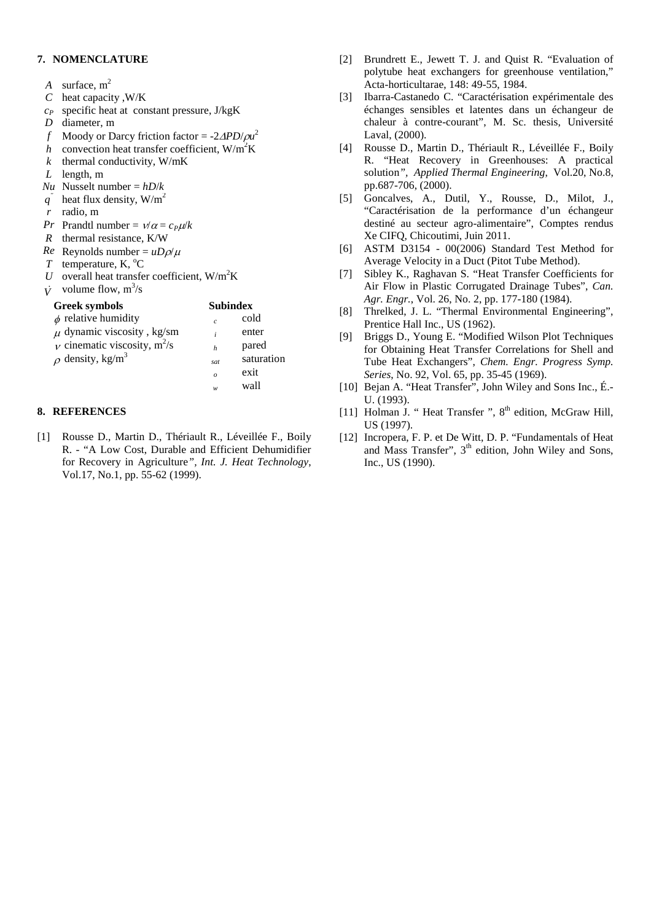## 7. NOMENCLATURE

- $A$ surface, $m^2$
- $C$ heat capacity ,W/K
- $c_P$ specific heat at constant pressure, J/kgK
- $D$ diameter, m
- $f$ Moody or Darcy friction factor = $-2\Delta PD/\rho u^2$
- $h$ convection heat transfer coefficient, $W/m^2K$
- $k$ thermal conductivity, W/mK
- $L$ length, m
- $Nu$ Nusselt number = $hD/k$
- $q''$ heat flux density, $W/m^2$
- $r$ radio, m
- $Pr$ Prandtl number = $\nu/\alpha = c_P\mu/k$
- $R$ thermal resistance, K/W
- $Re$ Reynolds number = $uD\rho/\mu$
- $T$ temperature, K, °C
- $U$ overall heat transfer coefficient, $W/m^2K$
- $\dot{V}$ volume flow, $m^3/s$

**Greek symbols**

- $\phi$ relative humidity
- $\mu$ dynamic viscosity , kg/sm
- $\nu$ cinematic viscosity, $m^2/s$
- $\rho$ density, $kg/m^3$

**Subindex**

- $c$ cold
- $i$ enter
- $h$ pared
- $sat$ saturation
- $o$ exit
- $w$ wall

## 8. REFERENCES

[1] Rousse D., Martin D., Thériault R., Léveillée F., Boily R. - "A Low Cost, Durable and Efficient Dehumidifier for Recovery in Agriculture", *Int. J. Heat Technology*, Vol.17, No.1, pp. 55-62 (1999).

[2] Brundrett E., Jewett T. J. and Quist R. "Evaluation of polytube heat exchangers for greenhouse ventilation," Acta-horticultarae, 148: 49-55, 1984.

[3] Ibarra-Castanedo C. "Caractérisation expérimentale des échanges sensibles et latentes dans un échangeur de chaleur à contre-courant", M. Sc. thesis, Université Laval, (2000).

[4] Rousse D., Martin D., Thériault R., Léveillée F., Boily R. "Heat Recovery in Greenhouses: A practical solution", *Applied Thermal Engineering*, Vol.20, No.8, pp.687-706, (2000).

[5] Goncalves, A., Dutil, Y., Rousse, D., Milot, J., "Caractérisation de la performance d'un échangeur destiné au secteur agro-alimentaire", Comptes rendus Xe CIFQ, Chicoutimi, Juin 2011.

[6] ASTM D3154 - 00(2006) Standard Test Method for Average Velocity in a Duct (Pitot Tube Method).

[7] Sibley K., Raghavan S. "Heat Transfer Coefficients for Air Flow in Plastic Corrugated Drainage Tubes", *Can. Agr. Engr.*, Vol. 26, No. 2, pp. 177-180 (1984).

[8] Threlked, J. L. "Thermal Environmental Engineering", Prentice Hall Inc., US (1962).

[9] Briggs D., Young E. "Modified Wilson Plot Techniques for Obtaining Heat Transfer Correlations for Shell and Tube Heat Exchangers", *Chem. Engr. Progress Symp. Series*, No. 92, Vol. 65, pp. 35-45 (1969).

[10] Bejan A. "Heat Transfer", John Wiley and Sons Inc., É.-U. (1993).

[11] Holman J. " Heat Transfer ", 8th edition, McGraw Hill, US (1997).

[12] Incropera, F. P. et De Witt, D. P. "Fundamentals of Heat and Mass Transfer", 3th edition, John Wiley and Sons, Inc., US (1990).